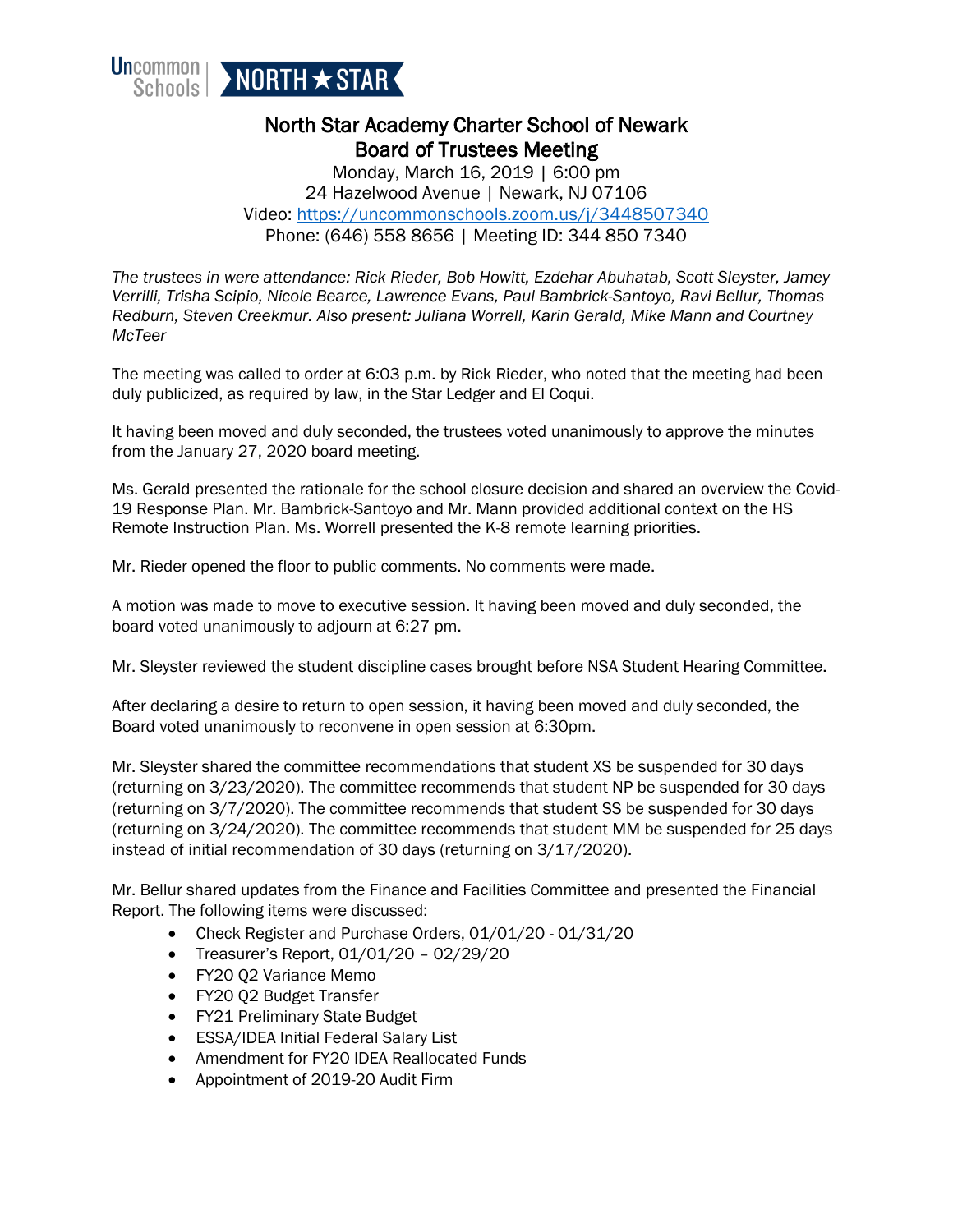Uncommon Schools | NORTH ★ STAR

# North Star Academy Charter School of Newark
## Board of Trustees Meeting

Monday, March 16, 2019 | 6:00 pm
24 Hazelwood Avenue | Newark, NJ 07106
Video: https://uncommonschools.zoom.us/j/3448507340
Phone: (646) 558 8656 | Meeting ID: 344 850 7340

*The trustees in were attendance: Rick Rieder, Bob Howitt, Ezdehar Abuhatab, Scott Sleyster, Jamey Verrilli, Trisha Scipio, Nicole Bearce, Lawrence Evans, Paul Bambrick-Santoyo, Ravi Bellur, Thomas Redburn, Steven Creekmur. Also present: Juliana Worrell, Karin Gerald, Mike Mann and Courtney McTeer*

The meeting was called to order at 6:03 p.m. by Rick Rieder, who noted that the meeting had been duly publicized, as required by law, in the Star Ledger and El Coqui.

It having been moved and duly seconded, the trustees voted unanimously to approve the minutes from the January 27, 2020 board meeting.

Ms. Gerald presented the rationale for the school closure decision and shared an overview the Covid-19 Response Plan. Mr. Bambrick-Santoyo and Mr. Mann provided additional context on the HS Remote Instruction Plan. Ms. Worrell presented the K-8 remote learning priorities.

Mr. Rieder opened the floor to public comments. No comments were made.

A motion was made to move to executive session. It having been moved and duly seconded, the board voted unanimously to adjourn at 6:27 pm.

Mr. Sleyster reviewed the student discipline cases brought before NSA Student Hearing Committee.

After declaring a desire to return to open session, it having been moved and duly seconded, the Board voted unanimously to reconvene in open session at 6:30pm.

Mr. Sleyster shared the committee recommendations that student XS be suspended for 30 days (returning on 3/23/2020). The committee recommends that student NP be suspended for 30 days (returning on 3/7/2020). The committee recommends that student SS be suspended for 30 days (returning on 3/24/2020). The committee recommends that student MM be suspended for 25 days instead of initial recommendation of 30 days (returning on 3/17/2020).

Mr. Bellur shared updates from the Finance and Facilities Committee and presented the Financial Report. The following items were discussed:

- Check Register and Purchase Orders, 01/01/20 - 01/31/20
- Treasurer's Report, 01/01/20 – 02/29/20
- FY20 Q2 Variance Memo
- FY20 Q2 Budget Transfer
- FY21 Preliminary State Budget
- ESSA/IDEA Initial Federal Salary List
- Amendment for FY20 IDEA Reallocated Funds
- Appointment of 2019-20 Audit Firm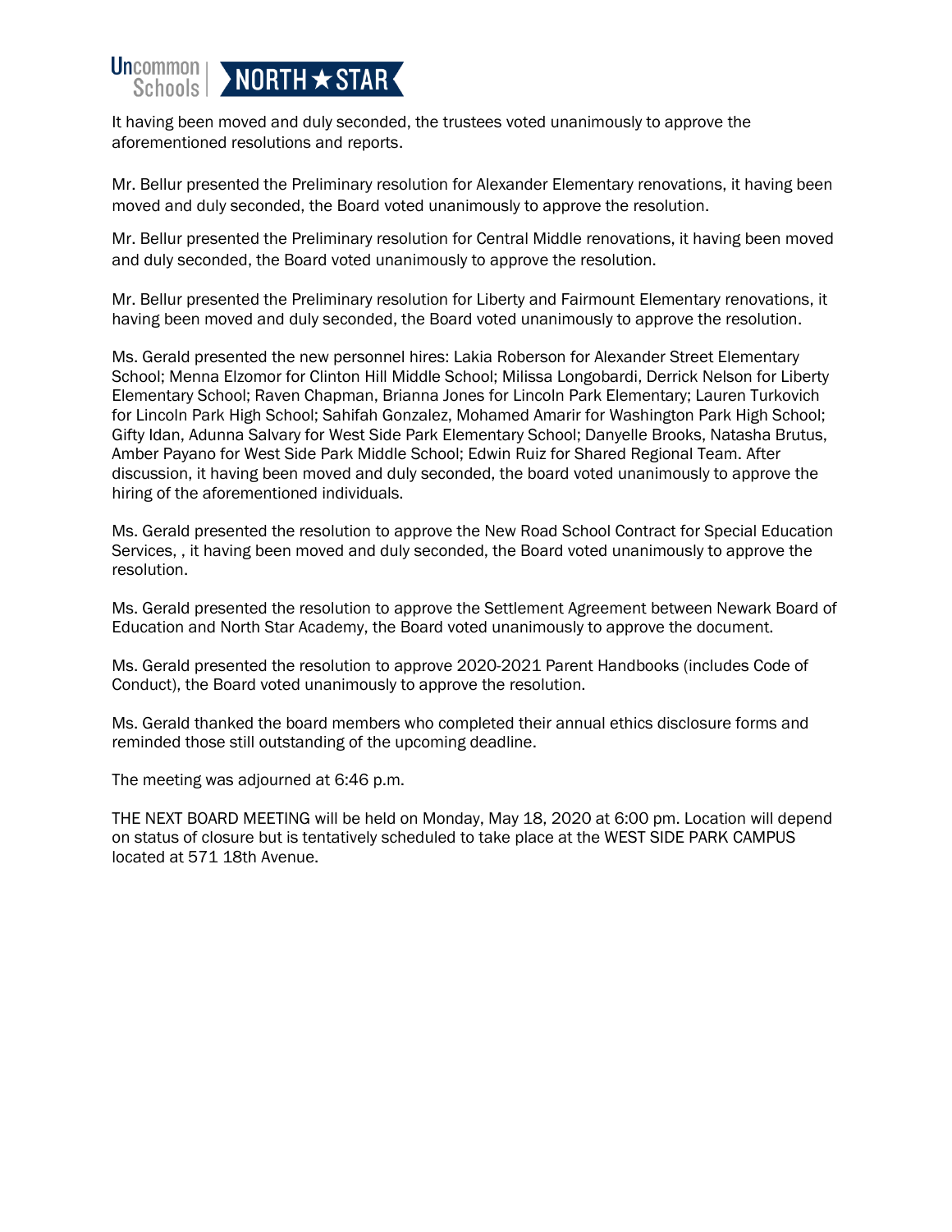It having been moved and duly seconded, the trustees voted unanimously to approve the aforementioned resolutions and reports.

Mr. Bellur presented the Preliminary resolution for Alexander Elementary renovations, it having been moved and duly seconded, the Board voted unanimously to approve the resolution.

Mr. Bellur presented the Preliminary resolution for Central Middle renovations, it having been moved and duly seconded, the Board voted unanimously to approve the resolution.

Mr. Bellur presented the Preliminary resolution for Liberty and Fairmount Elementary renovations, it having been moved and duly seconded, the Board voted unanimously to approve the resolution.

Ms. Gerald presented the new personnel hires: Lakia Roberson for Alexander Street Elementary School; Menna Elzomor for Clinton Hill Middle School; Milissa Longobardi, Derrick Nelson for Liberty Elementary School; Raven Chapman, Brianna Jones for Lincoln Park Elementary; Lauren Turkovich for Lincoln Park High School; Sahifah Gonzalez, Mohamed Amarir for Washington Park High School; Gifty Idan, Adunna Salvary for West Side Park Elementary School; Danyelle Brooks, Natasha Brutus, Amber Payano for West Side Park Middle School; Edwin Ruiz for Shared Regional Team. After discussion, it having been moved and duly seconded, the board voted unanimously to approve the hiring of the aforementioned individuals.

Ms. Gerald presented the resolution to approve the New Road School Contract for Special Education Services, , it having been moved and duly seconded, the Board voted unanimously to approve the resolution.

Ms. Gerald presented the resolution to approve the Settlement Agreement between Newark Board of Education and North Star Academy, the Board voted unanimously to approve the document.

Ms. Gerald presented the resolution to approve 2020-2021 Parent Handbooks (includes Code of Conduct), the Board voted unanimously to approve the resolution.

Ms. Gerald thanked the board members who completed their annual ethics disclosure forms and reminded those still outstanding of the upcoming deadline.

The meeting was adjourned at 6:46 p.m.

THE NEXT BOARD MEETING will be held on Monday, May 18, 2020 at 6:00 pm. Location will depend on status of closure but is tentatively scheduled to take place at the WEST SIDE PARK CAMPUS located at 571 18th Avenue.